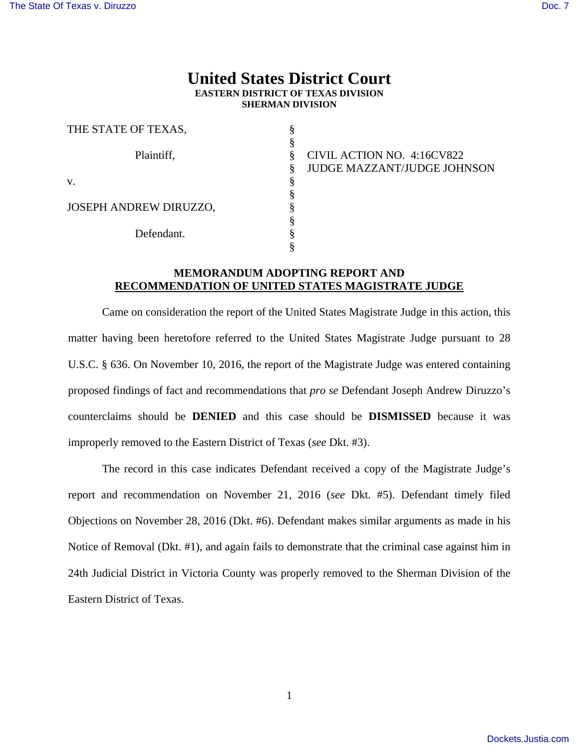# United States District Court

**EASTERN DISTRICT OF TEXAS DIVISION**
**SHERMAN DIVISION**

| | | |
|---|---|---|
| THE STATE OF TEXAS, | § | |
| | § | |
| Plaintiff, | § | CIVIL ACTION NO. 4:16CV822 |
| | § | JUDGE MAZZANT/JUDGE JOHNSON |
| v. | § | |
| | § | |
| JOSEPH ANDREW DIRUZZO, | § | |
| | § | |
| Defendant. | § | |
| | § | |

**MEMORANDUM ADOPTING REPORT AND RECOMMENDATION OF UNITED STATES MAGISTRATE JUDGE**

Came on consideration the report of the United States Magistrate Judge in this action, this matter having been heretofore referred to the United States Magistrate Judge pursuant to 28 U.S.C. § 636. On November 10, 2016, the report of the Magistrate Judge was entered containing proposed findings of fact and recommendations that *pro se* Defendant Joseph Andrew Diruzzo's counterclaims should be **DENIED** and this case should be **DISMISSED** because it was improperly removed to the Eastern District of Texas (*see* Dkt. #3).

The record in this case indicates Defendant received a copy of the Magistrate Judge's report and recommendation on November 21, 2016 (*see* Dkt. #5). Defendant timely filed Objections on November 28, 2016 (Dkt. #6). Defendant makes similar arguments as made in his Notice of Removal (Dkt. #1), and again fails to demonstrate that the criminal case against him in 24th Judicial District in Victoria County was properly removed to the Sherman Division of the Eastern District of Texas.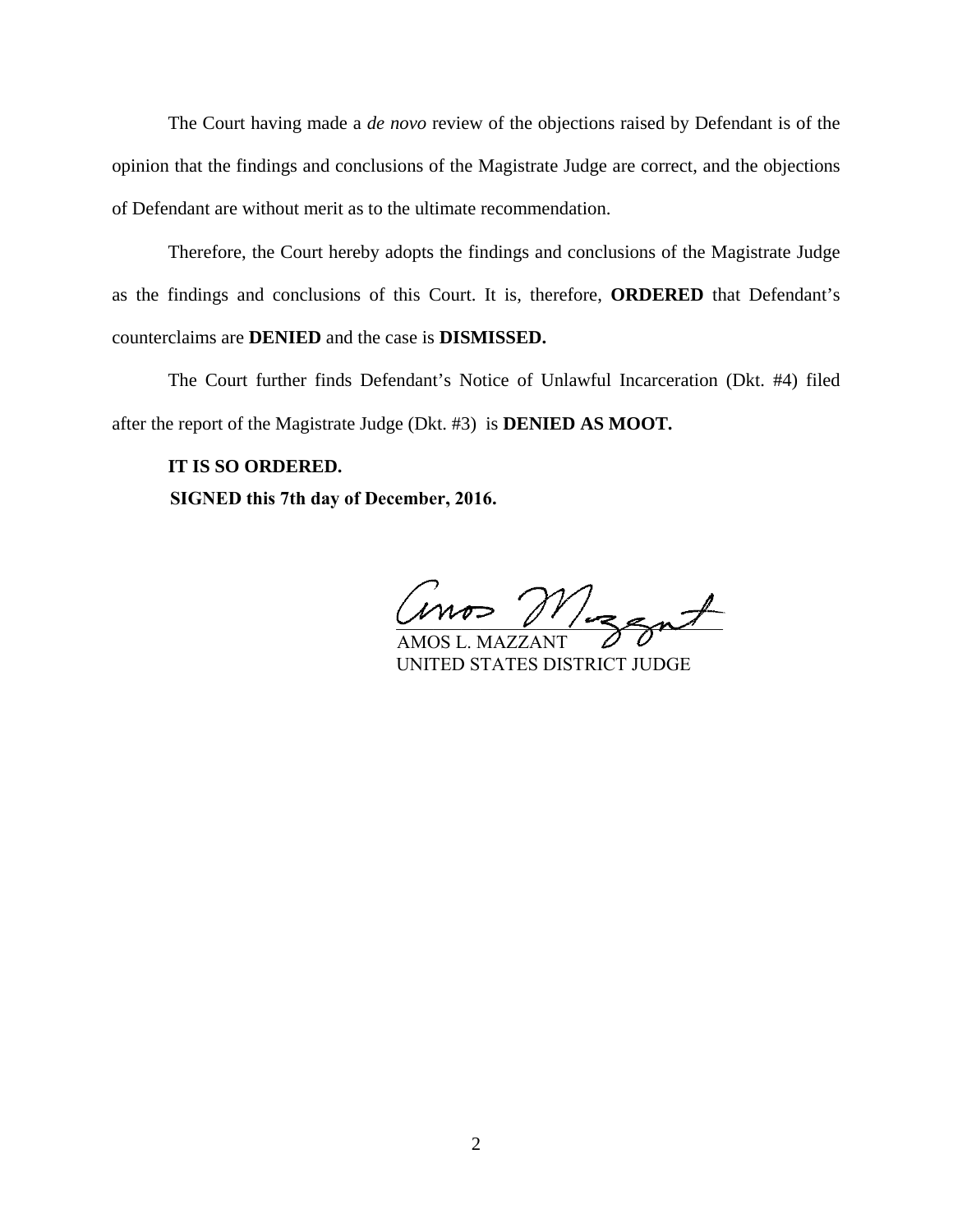The Court having made a *de novo* review of the objections raised by Defendant is of the opinion that the findings and conclusions of the Magistrate Judge are correct, and the objections of Defendant are without merit as to the ultimate recommendation.

Therefore, the Court hereby adopts the findings and conclusions of the Magistrate Judge as the findings and conclusions of this Court. It is, therefore, **ORDERED** that Defendant's counterclaims are **DENIED** and the case is **DISMISSED.**

The Court further finds Defendant's Notice of Unlawful Incarceration (Dkt. #4) filed after the report of the Magistrate Judge (Dkt. #3) is **DENIED AS MOOT.**

**IT IS SO ORDERED.**

**SIGNED this 7th day of December, 2016.**

AMOS L. MAZZANT
UNITED STATES DISTRICT JUDGE